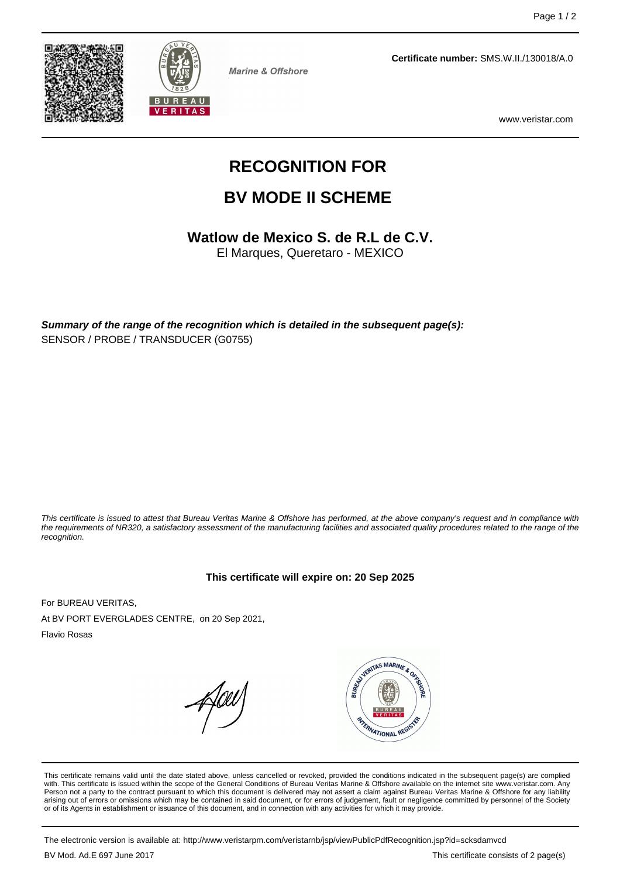Marine & Offshore

**Certificate number:** SMS.W.II./130018/A.0

www.veristar.com

# RECOGNITION FOR

# BV MODE II SCHEME

## Watlow de Mexico S. de R.L de C.V.

El Marques, Queretaro - MEXICO

***Summary of the range of the recognition which is detailed in the subsequent page(s):***

SENSOR / PROBE / TRANSDUCER (G0755)

*This certificate is issued to attest that Bureau Veritas Marine & Offshore has performed, at the above company's request and in compliance with the requirements of NR320, a satisfactory assessment of the manufacturing facilities and associated quality procedures related to the range of the recognition.*

**This certificate will expire on: 20 Sep 2025**

For BUREAU VERITAS,

At BV PORT EVERGLADES CENTRE, on 20 Sep 2021,

Flavio Rosas

This certificate remains valid until the date stated above, unless cancelled or revoked, provided the conditions indicated in the subsequent page(s) are complied with. This certificate is issued within the scope of the General Conditions of Bureau Veritas Marine & Offshore available on the internet site www.veristar.com. Any Person not a party to the contract pursuant to which this document is delivered may not assert a claim against Bureau Veritas Marine & Offshore for any liability arising out of errors or omissions which may be contained in said document, or for errors of judgement, fault or negligence committed by personnel of the Society or of its Agents in establishment or issuance of this document, and in connection with any activities for which it may provide.

The electronic version is available at: http://www.veristarpm.com/veristarnb/jsp/viewPublicPdfRecognition.jsp?id=scksdamvcd

BV Mod. Ad.E 697 June 2017

This certificate consists of 2 page(s)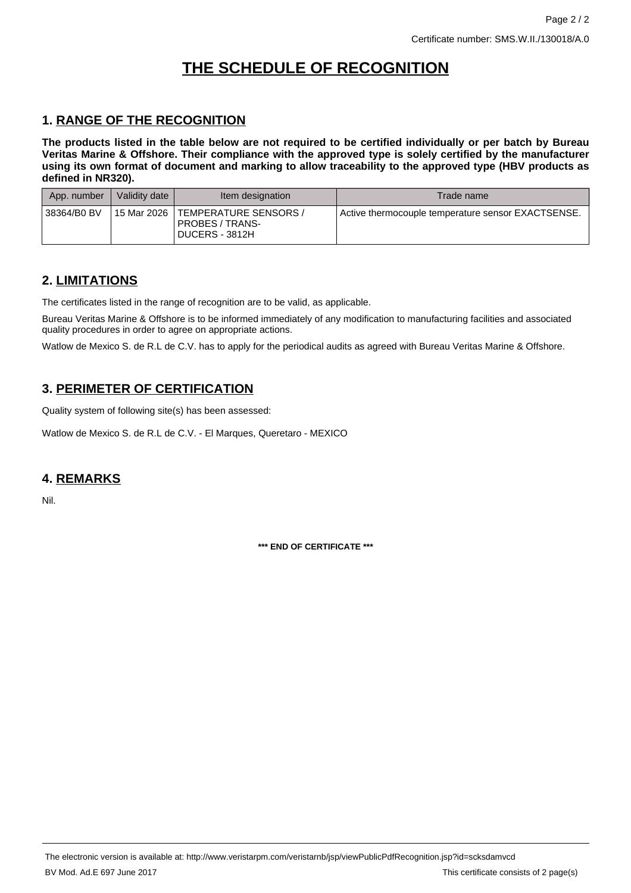Certificate number: SMS.W.II./130018/A.0

# THE SCHEDULE OF RECOGNITION

## 1. RANGE OF THE RECOGNITION

**The products listed in the table below are not required to be certified individually or per batch by Bureau Veritas Marine & Offshore. Their compliance with the approved type is solely certified by the manufacturer using its own format of document and marking to allow traceability to the approved type (HBV products as defined in NR320).**

| App. number | Validity date | Item designation | Trade name |
|---|---|---|---|
| 38364/B0 BV | 15 Mar 2026 | TEMPERATURE SENSORS / PROBES / TRANS-DUCERS - 3812H | Active thermocouple temperature sensor EXACTSENSE. |

## 2. LIMITATIONS

The certificates listed in the range of recognition are to be valid, as applicable.

Bureau Veritas Marine & Offshore is to be informed immediately of any modification to manufacturing facilities and associated quality procedures in order to agree on appropriate actions.

Watlow de Mexico S. de R.L de C.V. has to apply for the periodical audits as agreed with Bureau Veritas Marine & Offshore.

## 3. PERIMETER OF CERTIFICATION

Quality system of following site(s) has been assessed:

Watlow de Mexico S. de R.L de C.V. - El Marques, Queretaro - MEXICO

## 4. REMARKS

Nil.

**\*\*\* END OF CERTIFICATE \*\*\***

The electronic version is available at: http://www.veristarpm.com/veristarnb/jsp/viewPublicPdfRecognition.jsp?id=scksdamvcd

BV Mod. Ad.E 697 June 2017

This certificate consists of 2 page(s)